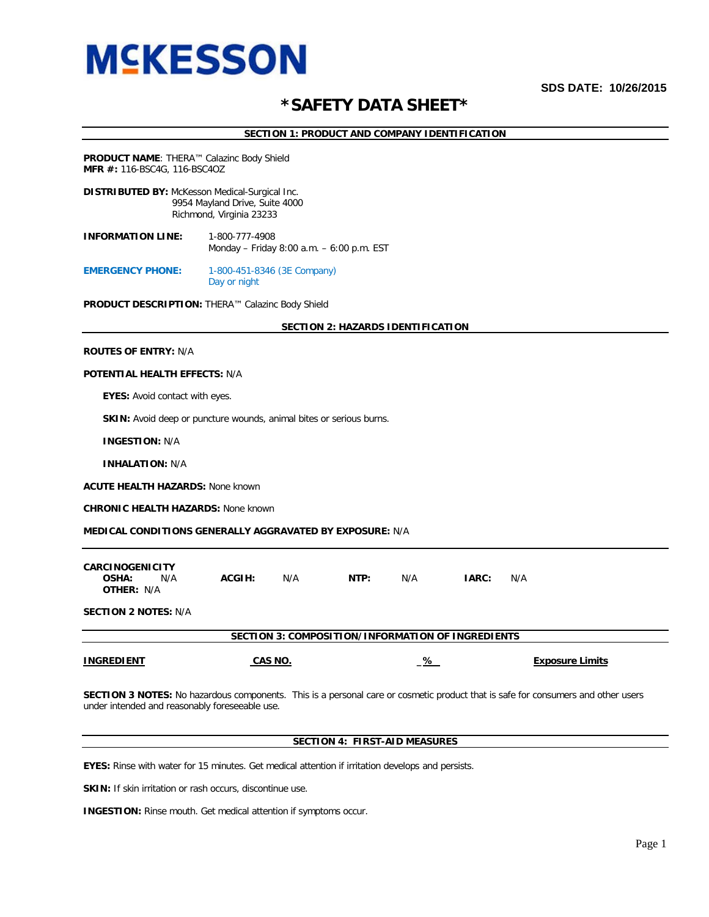# MCKESSON

**SDS DATE: 10/26/2015**

# *SAFETY DATA SHEET*

## SECTION 1: PRODUCT AND COMPANY IDENTIFICATION

**PRODUCT NAME**: THERA™ Calazinc Body Shield
**MFR #:** 116-BSC4G, 116-BSC4OZ

**DISTRIBUTED BY:** McKesson Medical-Surgical Inc.
9954 Mayland Drive, Suite 4000
Richmond, Virginia 23233

**INFORMATION LINE:** 1-800-777-4908
Monday – Friday 8:00 a.m. – 6:00 p.m. EST

**EMERGENCY PHONE:** 1-800-451-8346 (3E Company)
Day or night

**PRODUCT DESCRIPTION:** THERA™ Calazinc Body Shield

## SECTION 2: HAZARDS IDENTIFICATION

**ROUTES OF ENTRY:** N/A

**POTENTIAL HEALTH EFFECTS:** N/A

**EYES:** Avoid contact with eyes.

**SKIN:** Avoid deep or puncture wounds, animal bites or serious burns.

**INGESTION:** N/A

**INHALATION:** N/A

**ACUTE HEALTH HAZARDS:** None known

**CHRONIC HEALTH HAZARDS:** None known

**MEDICAL CONDITIONS GENERALLY AGGRAVATED BY EXPOSURE:** N/A

**CARCINOGENICITY**
**OSHA:** N/A **ACGIH:** N/A **NTP:** N/A **IARC:** N/A
**OTHER:** N/A

**SECTION 2 NOTES:** N/A

## SECTION 3: COMPOSITION/INFORMATION OF INGREDIENTS

| INGREDIENT | CAS NO. | % | Exposure Limits |
|---|---|---|---|

**SECTION 3 NOTES:** No hazardous components. This is a personal care or cosmetic product that is safe for consumers and other users under intended and reasonably foreseeable use.

## SECTION 4: FIRST-AID MEASURES

**EYES:** Rinse with water for 15 minutes. Get medical attention if irritation develops and persists.

**SKIN:** If skin irritation or rash occurs, discontinue use.

**INGESTION:** Rinse mouth. Get medical attention if symptoms occur.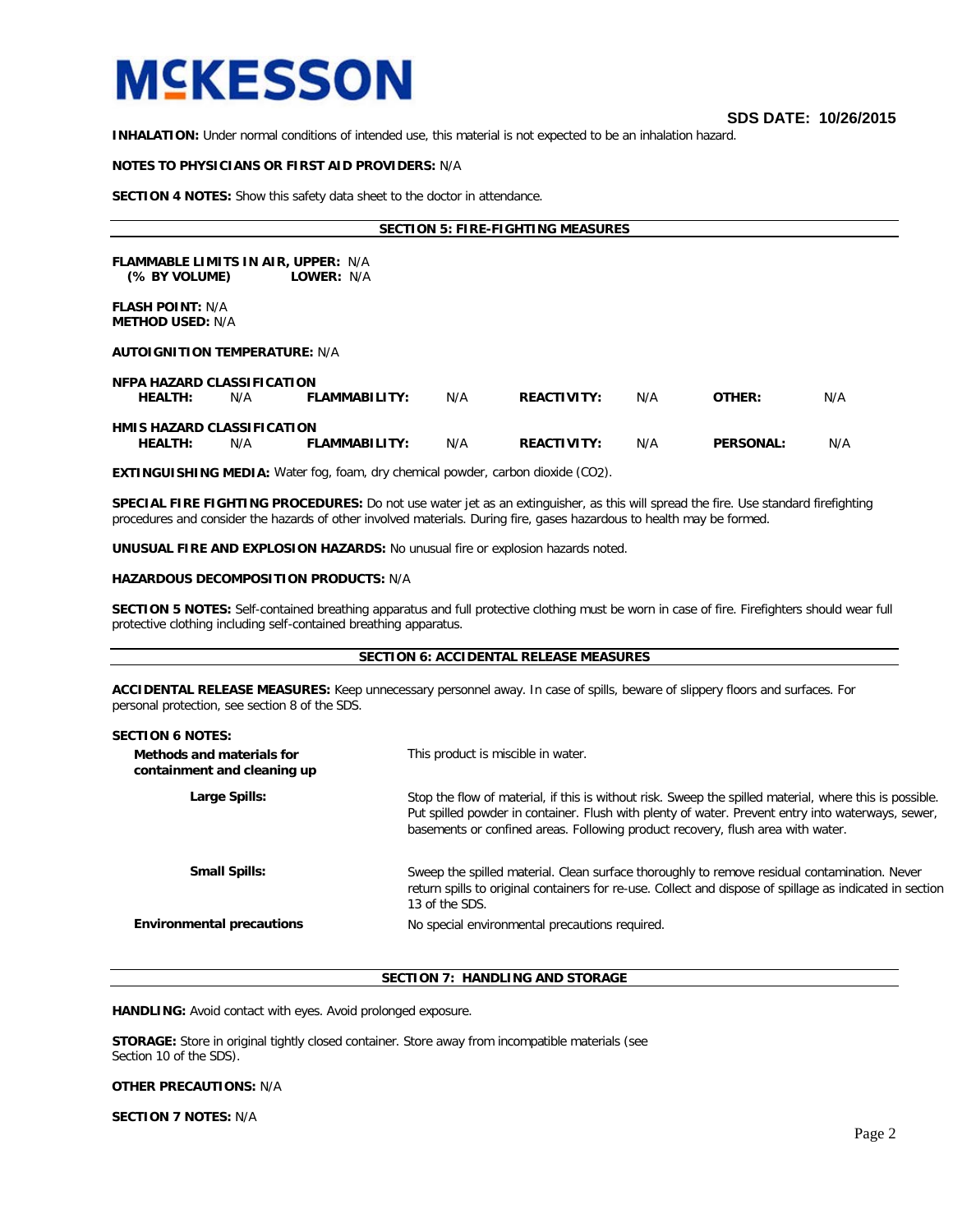**INHALATION:** Under normal conditions of intended use, this material is not expected to be an inhalation hazard.

**NOTES TO PHYSICIANS OR FIRST AID PROVIDERS:** N/A

**SECTION 4 NOTES:** Show this safety data sheet to the doctor in attendance.

## SECTION 5: FIRE-FIGHTING MEASURES

**FLAMMABLE LIMITS IN AIR, UPPER:** N/A
**(% BY VOLUME) LOWER:** N/A

**FLASH POINT:** N/A
**METHOD USED:** N/A

**AUTOIGNITION TEMPERATURE:** N/A

**NFPA HAZARD CLASSIFICATION**

| HEALTH: | N/A | FLAMMABILITY: | N/A | REACTIVITY: | N/A | OTHER: | N/A |
|---|---|---|---|---|---|---|---|

**HMIS HAZARD CLASSIFICATION**

| HEALTH: | N/A | FLAMMABILITY: | N/A | REACTIVITY: | N/A | PERSONAL: | N/A |
|---|---|---|---|---|---|---|---|

**EXTINGUISHING MEDIA:** Water fog, foam, dry chemical powder, carbon dioxide ($CO_2$).

**SPECIAL FIRE FIGHTING PROCEDURES:** Do not use water jet as an extinguisher, as this will spread the fire. Use standard firefighting procedures and consider the hazards of other involved materials. During fire, gases hazardous to health may be formed.

**UNUSUAL FIRE AND EXPLOSION HAZARDS:** No unusual fire or explosion hazards noted.

**HAZARDOUS DECOMPOSITION PRODUCTS:** N/A

**SECTION 5 NOTES:** Self-contained breathing apparatus and full protective clothing must be worn in case of fire. Firefighters should wear full protective clothing including self-contained breathing apparatus.

## SECTION 6: ACCIDENTAL RELEASE MEASURES

**ACCIDENTAL RELEASE MEASURES:** Keep unnecessary personnel away. In case of spills, beware of slippery floors and surfaces. For personal protection, see section 8 of the SDS.

**SECTION 6 NOTES:**

| | |
|---|---|
| **Methods and materials for containment and cleaning up** | This product is miscible in water. |
| **Large Spills:** | Stop the flow of material, if this is without risk. Sweep the spilled material, where this is possible. Put spilled powder in container. Flush with plenty of water. Prevent entry into waterways, sewer, basements or confined areas. Following product recovery, flush area with water. |
| **Small Spills:** | Sweep the spilled material. Clean surface thoroughly to remove residual contamination. Never return spills to original containers for re-use. Collect and dispose of spillage as indicated in section 13 of the SDS. |
| **Environmental precautions** | No special environmental precautions required. |

## SECTION 7: HANDLING AND STORAGE

**HANDLING:** Avoid contact with eyes. Avoid prolonged exposure.

**STORAGE:** Store in original tightly closed container. Store away from incompatible materials (see Section 10 of the SDS).

**OTHER PRECAUTIONS:** N/A

**SECTION 7 NOTES:** N/A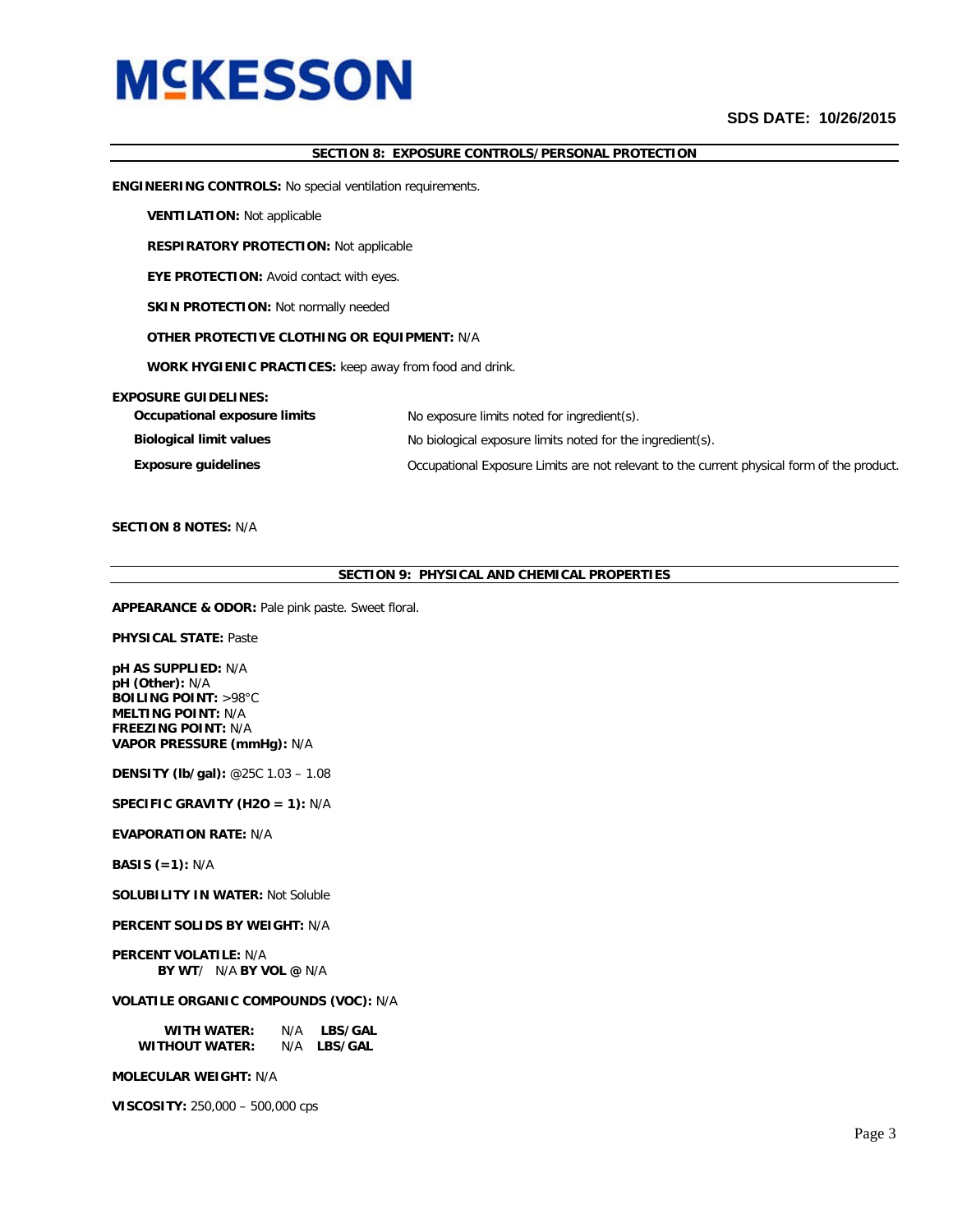MCKESSON

SDS DATE: 10/26/2015

## SECTION 8: EXPOSURE CONTROLS/PERSONAL PROTECTION

**ENGINEERING CONTROLS:** No special ventilation requirements.

**VENTILATION:** Not applicable

**RESPIRATORY PROTECTION:** Not applicable

**EYE PROTECTION:** Avoid contact with eyes.

**SKIN PROTECTION:** Not normally needed

**OTHER PROTECTIVE CLOTHING OR EQUIPMENT:** N/A

**WORK HYGIENIC PRACTICES:** keep away from food and drink.

**EXPOSURE GUIDELINES:**

| | |
|---|---|
| **Occupational exposure limits** | No exposure limits noted for ingredient(s). |
| **Biological limit values** | No biological exposure limits noted for the ingredient(s). |
| **Exposure guidelines** | Occupational Exposure Limits are not relevant to the current physical form of the product. |

**SECTION 8 NOTES:** N/A

## SECTION 9: PHYSICAL AND CHEMICAL PROPERTIES

**APPEARANCE & ODOR:** Pale pink paste. Sweet floral.

**PHYSICAL STATE:** Paste

**pH AS SUPPLIED:** N/A
**pH (Other):** N/A
**BOILING POINT:** >98°C
**MELTING POINT:** N/A
**FREEZING POINT:** N/A
**VAPOR PRESSURE (mmHg):** N/A

**DENSITY (lb/gal):** @25C 1.03 – 1.08

**SPECIFIC GRAVITY (H2O = 1):** N/A

**EVAPORATION RATE:** N/A

**BASIS (=1):** N/A

**SOLUBILITY IN WATER:** Not Soluble

**PERCENT SOLIDS BY WEIGHT:** N/A

**PERCENT VOLATILE:** N/A
**BY WT**/ N/A **BY VOL @** N/A

**VOLATILE ORGANIC COMPOUNDS (VOC):** N/A

**WITH WATER:** N/A **LBS/GAL**
**WITHOUT WATER:** N/A **LBS/GAL**

**MOLECULAR WEIGHT:** N/A

**VISCOSITY:** 250,000 – 500,000 cps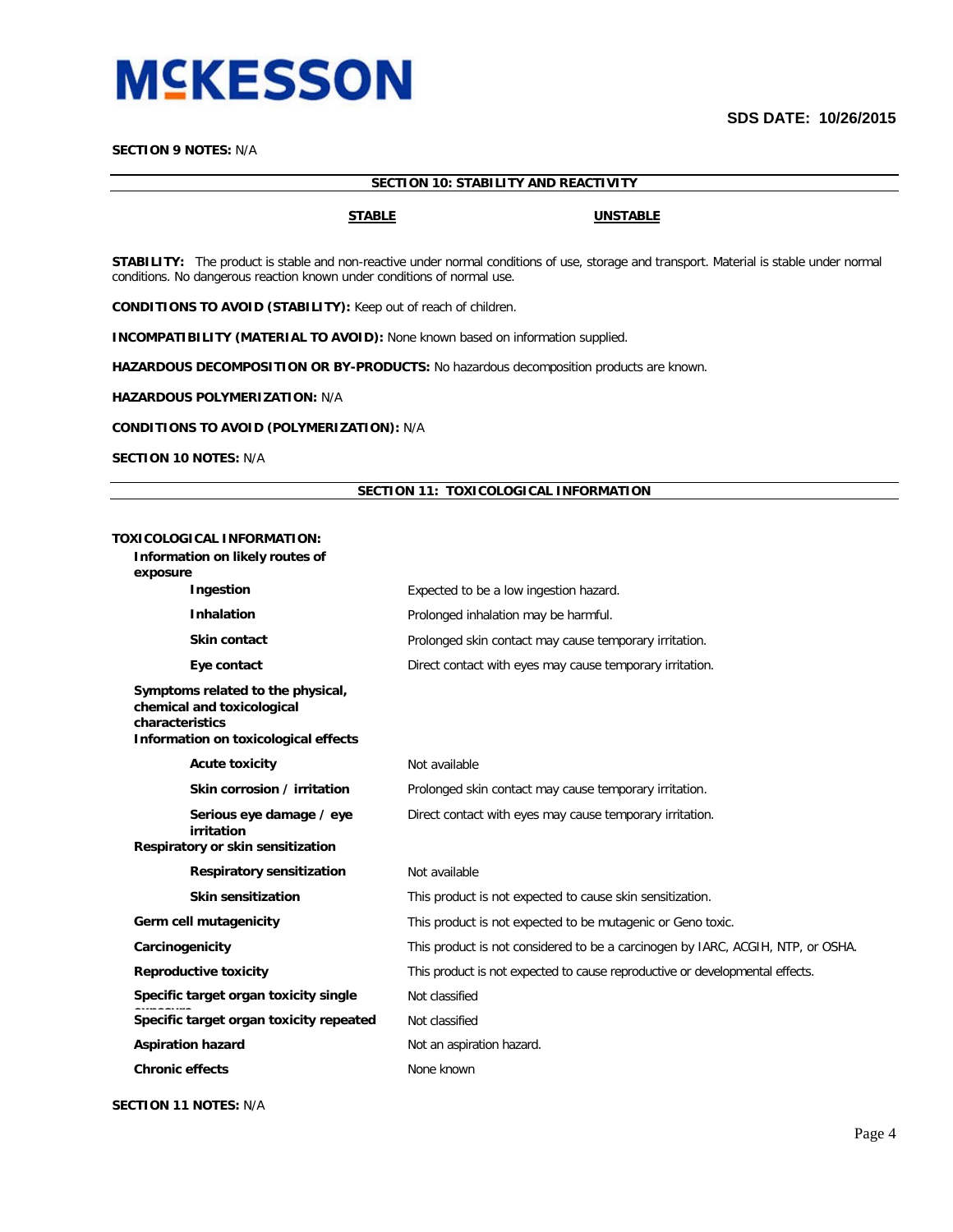**SECTION 9 NOTES:** N/A

## SECTION 10: STABILITY AND REACTIVITY

**STABLE** **UNSTABLE**

**STABILITY:** The product is stable and non-reactive under normal conditions of use, storage and transport. Material is stable under normal conditions. No dangerous reaction known under conditions of normal use.

**CONDITIONS TO AVOID (STABILITY):** Keep out of reach of children.

**INCOMPATIBILITY (MATERIAL TO AVOID):** None known based on information supplied.

**HAZARDOUS DECOMPOSITION OR BY-PRODUCTS:** No hazardous decomposition products are known.

**HAZARDOUS POLYMERIZATION:** N/A

**CONDITIONS TO AVOID (POLYMERIZATION):** N/A

**SECTION 10 NOTES:** N/A

## SECTION 11: TOXICOLOGICAL INFORMATION

**TOXICOLOGICAL INFORMATION:**

**Information on likely routes of exposure**

| | |
|---|---|
| **Ingestion** | Expected to be a low ingestion hazard. |
| **Inhalation** | Prolonged inhalation may be harmful. |
| **Skin contact** | Prolonged skin contact may cause temporary irritation. |
| **Eye contact** | Direct contact with eyes may cause temporary irritation. |

**Symptoms related to the physical, chemical and toxicological characteristics**

**Information on toxicological effects**

| | |
|---|---|
| **Acute toxicity** | Not available |
| **Skin corrosion / irritation** | Prolonged skin contact may cause temporary irritation. |
| **Serious eye damage / eye irritation** | Direct contact with eyes may cause temporary irritation. |
| **Respiratory or skin sensitization** | |
| **Respiratory sensitization** | Not available |
| **Skin sensitization** | This product is not expected to cause skin sensitization. |
| **Germ cell mutagenicity** | This product is not expected to be mutagenic or Geno toxic. |
| **Carcinogenicity** | This product is not considered to be a carcinogen by IARC, ACGIH, NTP, or OSHA. |
| **Reproductive toxicity** | This product is not expected to cause reproductive or developmental effects. |
| **Specific target organ toxicity single exposure** | Not classified |
| **Specific target organ toxicity repeated** | Not classified |
| **Aspiration hazard** | Not an aspiration hazard. |
| **Chronic effects** | None known |

**SECTION 11 NOTES:** N/A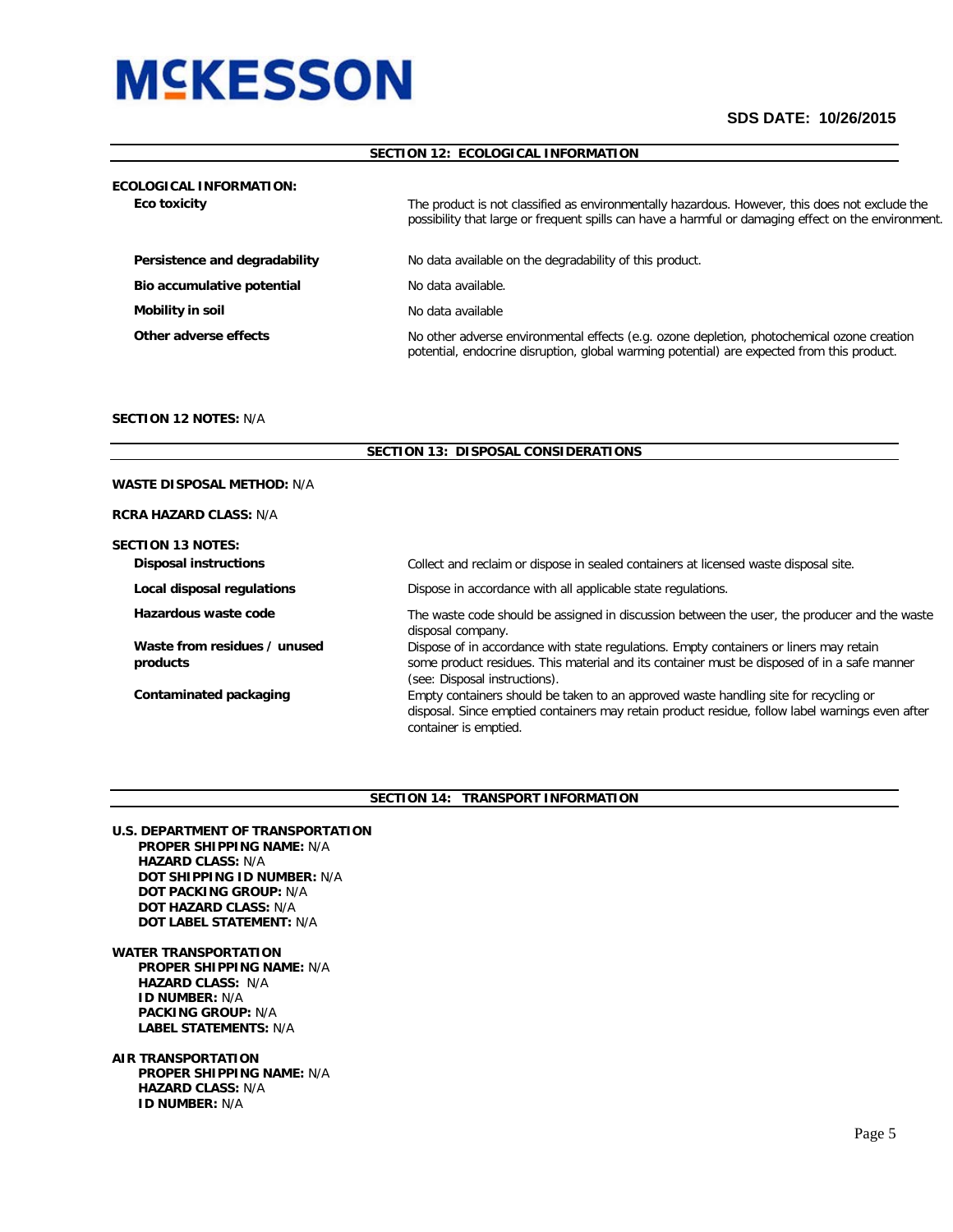**SDS DATE: 10/26/2015**

## SECTION 12: ECOLOGICAL INFORMATION

**ECOLOGICAL INFORMATION:**

| | |
|---|---|
| **Eco toxicity** | The product is not classified as environmentally hazardous. However, this does not exclude the possibility that large or frequent spills can have a harmful or damaging effect on the environment. |
| **Persistence and degradability** | No data available on the degradability of this product. |
| **Bio accumulative potential** | No data available. |
| **Mobility in soil** | No data available |
| **Other adverse effects** | No other adverse environmental effects (e.g. ozone depletion, photochemical ozone creation potential, endocrine disruption, global warming potential) are expected from this product. |

**SECTION 12 NOTES:** N/A

## SECTION 13: DISPOSAL CONSIDERATIONS

**WASTE DISPOSAL METHOD:** N/A

**RCRA HAZARD CLASS:** N/A

**SECTION 13 NOTES:**

| | |
|---|---|
| **Disposal instructions** | Collect and reclaim or dispose in sealed containers at licensed waste disposal site. |
| **Local disposal regulations** | Dispose in accordance with all applicable state regulations. |
| **Hazardous waste code** | The waste code should be assigned in discussion between the user, the producer and the waste disposal company. |
| **Waste from residues / unused products** | Dispose of in accordance with state regulations. Empty containers or liners may retain some product residues. This material and its container must be disposed of in a safe manner (see: Disposal instructions). |
| **Contaminated packaging** | Empty containers should be taken to an approved waste handling site for recycling or disposal. Since emptied containers may retain product residue, follow label warnings even after container is emptied. |

## SECTION 14: TRANSPORT INFORMATION

**U.S. DEPARTMENT OF TRANSPORTATION**
- **PROPER SHIPPING NAME:** N/A
- **HAZARD CLASS:** N/A
- **DOT SHIPPING ID NUMBER:** N/A
- **DOT PACKING GROUP:** N/A
- **DOT HAZARD CLASS:** N/A
- **DOT LABEL STATEMENT:** N/A

**WATER TRANSPORTATION**
- **PROPER SHIPPING NAME:** N/A
- **HAZARD CLASS:** N/A
- **ID NUMBER:** N/A
- **PACKING GROUP:** N/A
- **LABEL STATEMENTS:** N/A

**AIR TRANSPORTATION**
- **PROPER SHIPPING NAME:** N/A
- **HAZARD CLASS:** N/A
- **ID NUMBER:** N/A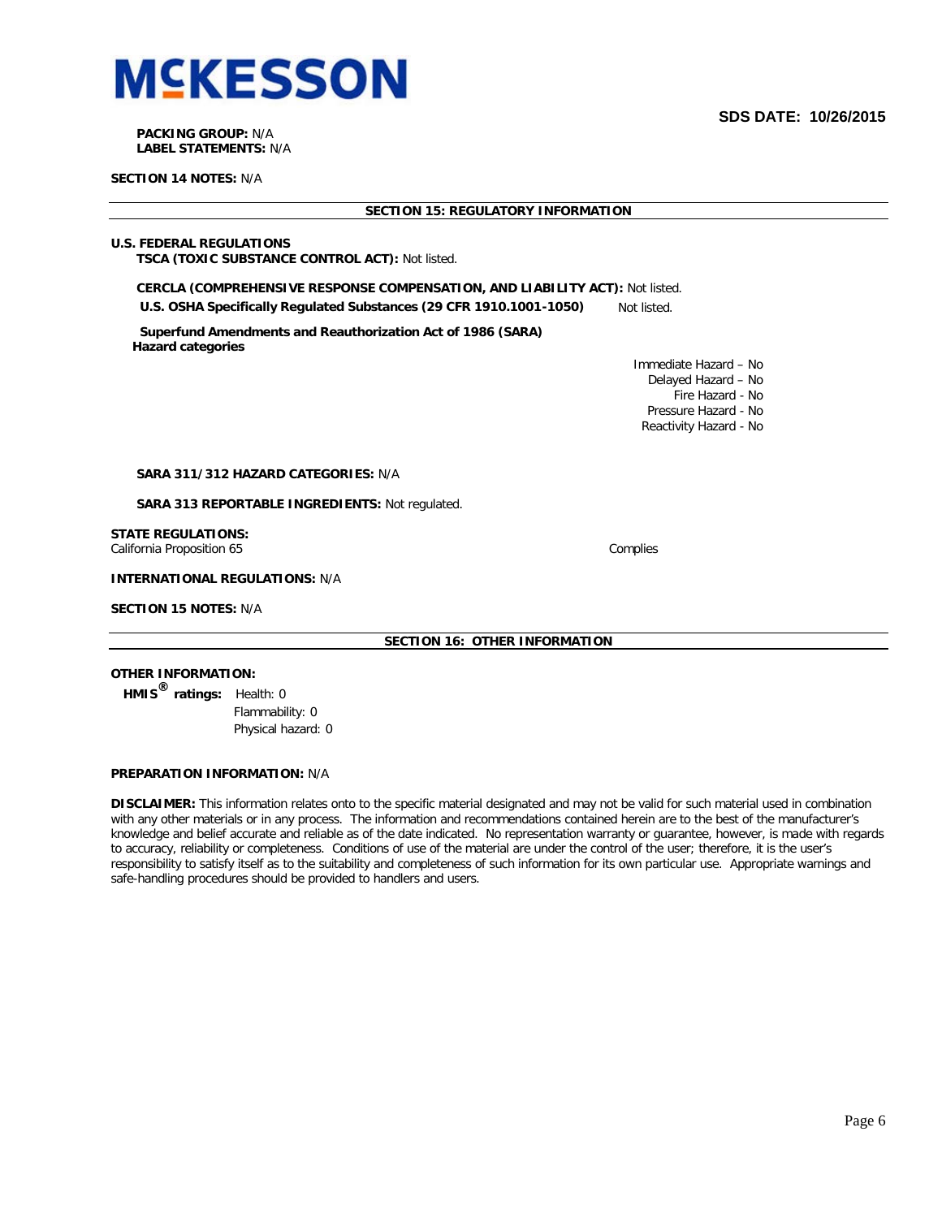**PACKING GROUP:** N/A
**LABEL STATEMENTS:** N/A

**SECTION 14 NOTES:** N/A

## SECTION 15: REGULATORY INFORMATION

**U.S. FEDERAL REGULATIONS**

**TSCA (TOXIC SUBSTANCE CONTROL ACT):** Not listed.

**CERCLA (COMPREHENSIVE RESPONSE COMPENSATION, AND LIABILITY ACT):** Not listed.

**U.S. OSHA Specifically Regulated Substances (29 CFR 1910.1001-1050)** Not listed.

**Superfund Amendments and Reauthorization Act of 1986 (SARA)**
**Hazard categories**

Immediate Hazard – No
Delayed Hazard – No
Fire Hazard - No
Pressure Hazard - No
Reactivity Hazard - No

**SARA 311/312 HAZARD CATEGORIES:** N/A

**SARA 313 REPORTABLE INGREDIENTS:** Not regulated.

**STATE REGULATIONS:**
California Proposition 65 Complies

**INTERNATIONAL REGULATIONS:** N/A

**SECTION 15 NOTES:** N/A

## SECTION 16: OTHER INFORMATION

**OTHER INFORMATION:**

**HMIS® ratings:** Health: 0
Flammability: 0
Physical hazard: 0

**PREPARATION INFORMATION:** N/A

**DISCLAIMER:** This information relates onto to the specific material designated and may not be valid for such material used in combination with any other materials or in any process. The information and recommendations contained herein are to the best of the manufacturer's knowledge and belief accurate and reliable as of the date indicated. No representation warranty or guarantee, however, is made with regards to accuracy, reliability or completeness. Conditions of use of the material are under the control of the user; therefore, it is the user's responsibility to satisfy itself as to the suitability and completeness of such information for its own particular use. Appropriate warnings and safe-handling procedures should be provided to handlers and users.